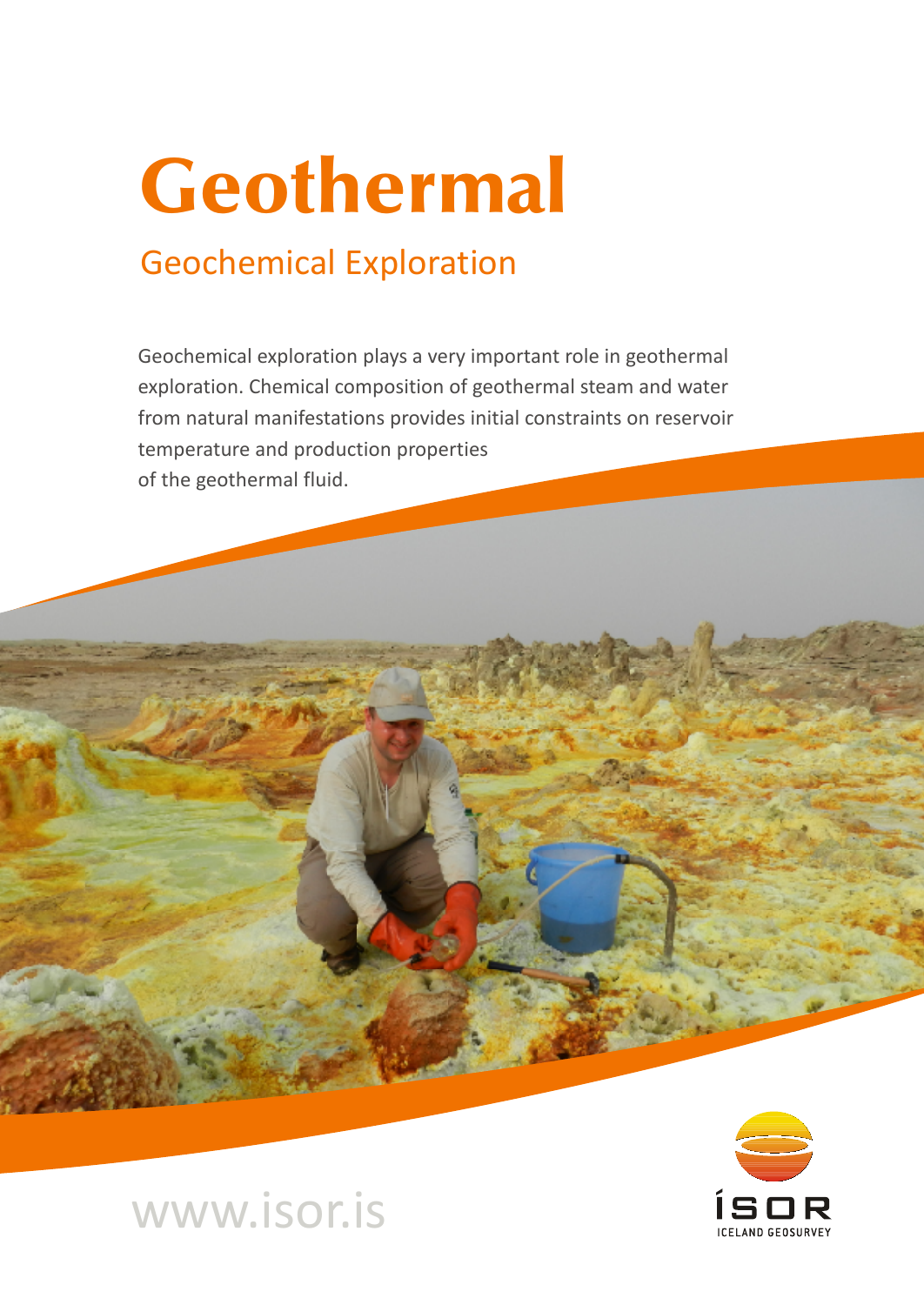# Geothermal

## Geochemical Exploration

Geochemical exploration plays a very important role in geothermal exploration. Chemical composition of geothermal steam and water from natural manifestations provides initial constraints on reservoir temperature and production properties of the geothermal fluid.

www.isor.is

ÍSOR

ICELAND GEOSURVEY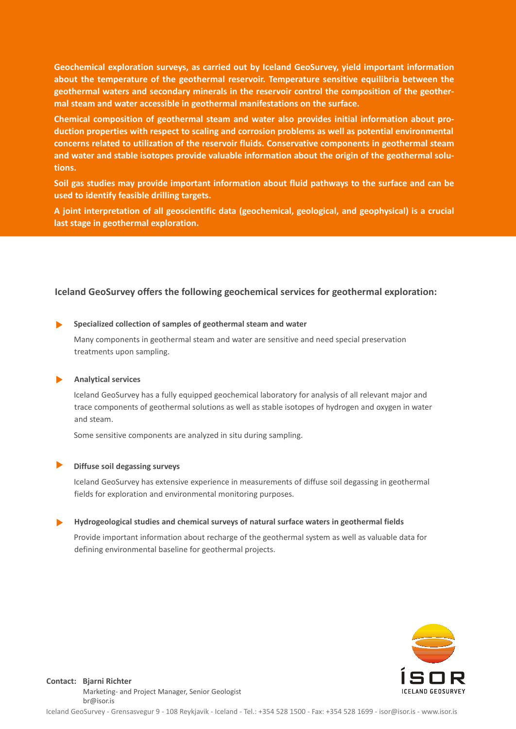**Geochemical exploration surveys, as carried out by Iceland GeoSurvey, yield important information about the temperature of the geothermal reservoir. Temperature sensitive equilibria between the geothermal waters and secondary minerals in the reservoir control the composition of the geothermal steam and water accessible in geothermal manifestations on the surface.**

**Chemical composition of geothermal steam and water also provides initial information about production properties with respect to scaling and corrosion problems as well as potential environmental concerns related to utilization of the reservoir fluids. Conservative components in geothermal steam and water and stable isotopes provide valuable information about the origin of the geothermal solutions.**

**Soil gas studies may provide important information about fluid pathways to the surface and can be used to identify feasible drilling targets.**

**A joint interpretation of all geoscientific data (geochemical, geological, and geophysical) is a crucial last stage in geothermal exploration.**

## Iceland GeoSurvey offers the following geochemical services for geothermal exploration:

- **Specialized collection of samples of geothermal steam and water**

  Many components in geothermal steam and water are sensitive and need special preservation treatments upon sampling.

- **Analytical services**

  Iceland GeoSurvey has a fully equipped geochemical laboratory for analysis of all relevant major and trace components of geothermal solutions as well as stable isotopes of hydrogen and oxygen in water and steam.

  Some sensitive components are analyzed in situ during sampling.

- **Diffuse soil degassing surveys**

  Iceland GeoSurvey has extensive experience in measurements of diffuse soil degassing in geothermal fields for exploration and environmental monitoring purposes.

- **Hydrogeological studies and chemical surveys of natural surface waters in geothermal fields**

  Provide important information about recharge of the geothermal system as well as valuable data for defining environmental baseline for geothermal projects.

**Contact:** **Bjarni Richter**
Marketing- and Project Manager, Senior Geologist
br@isor.is

ÍSOR
ICELAND GEOSURVEY

Iceland GeoSurvey - Grensasvegur 9 - 108 Reykjavik - Iceland - Tel.: +354 528 1500 - Fax: +354 528 1699 - isor@isor.is - www.isor.is